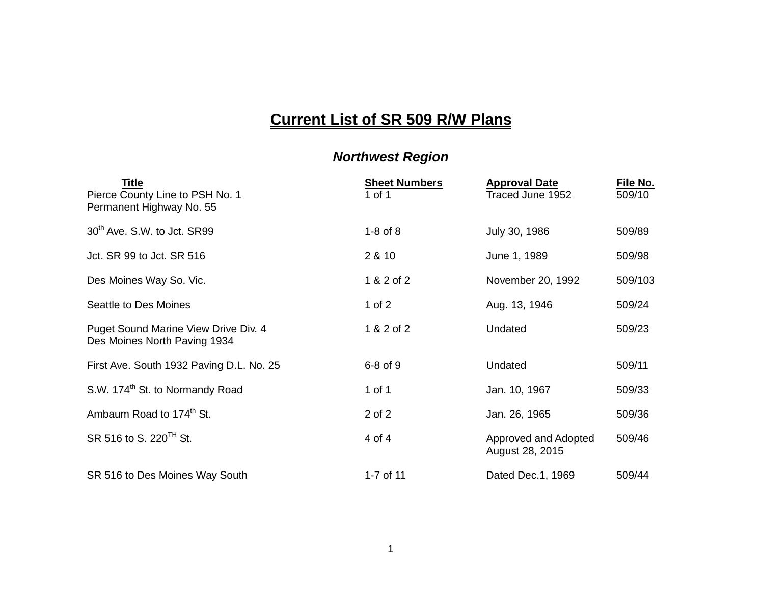# Current List of SR 509 R/W Plans

## *Northwest Region*

| Title | Sheet Numbers | Approval Date | File No. |
|---|---|---|---|
| Pierce County Line to PSH No. 1<br>Permanent Highway No. 55 | 1 of 1 | Traced June 1952 | 509/10 |
| 30th Ave. S.W. to Jct. SR99 | 1-8 of 8 | July 30, 1986 | 509/89 |
| Jct. SR 99 to Jct. SR 516 | 2 & 10 | June 1, 1989 | 509/98 |
| Des Moines Way So. Vic. | 1 & 2 of 2 | November 20, 1992 | 509/103 |
| Seattle to Des Moines | 1 of 2 | Aug. 13, 1946 | 509/24 |
| Puget Sound Marine View Drive Div. 4<br>Des Moines North Paving 1934 | 1 & 2 of 2 | Undated | 509/23 |
| First Ave. South 1932 Paving D.L. No. 25 | 6-8 of 9 | Undated | 509/11 |
| S.W. 174th St. to Normandy Road | 1 of 1 | Jan. 10, 1967 | 509/33 |
| Ambaum Road to 174th St. | 2 of 2 | Jan. 26, 1965 | 509/36 |
| SR 516 to S. 220TH St. | 4 of 4 | Approved and Adopted<br>August 28, 2015 | 509/46 |
| SR 516 to Des Moines Way South | 1-7 of 11 | Dated Dec.1, 1969 | 509/44 |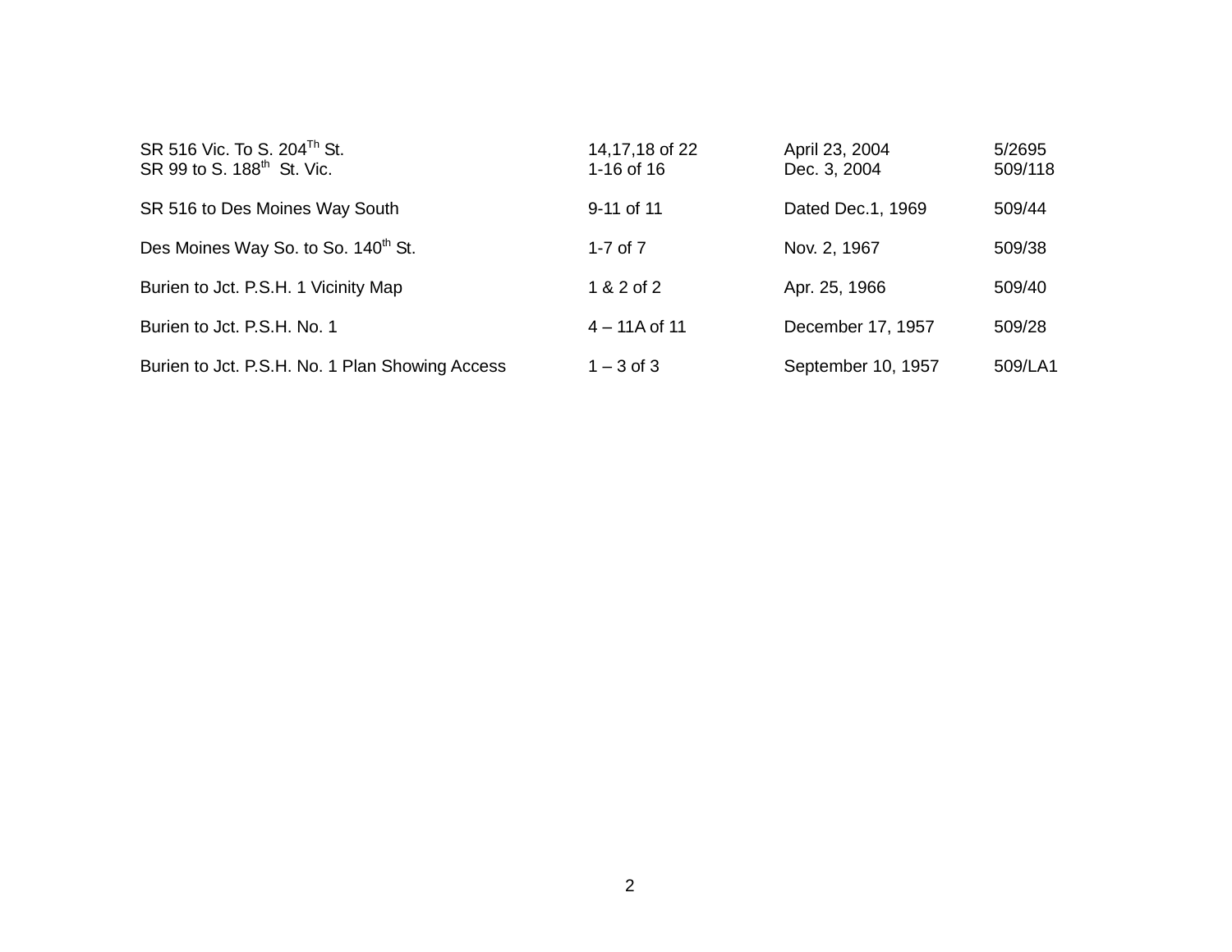| | | | |
|---|---|---|---|
| SR 516 Vic. To S. 204Th St. | 14,17,18 of 22 | April 23, 2004 | 5/2695 |
| SR 99 to S. 188th St. Vic. | 1-16 of 16 | Dec. 3, 2004 | 509/118 |
| SR 516 to Des Moines Way South | 9-11 of 11 | Dated Dec.1, 1969 | 509/44 |
| Des Moines Way So. to So. 140th St. | 1-7 of 7 | Nov. 2, 1967 | 509/38 |
| Burien to Jct. P.S.H. 1 Vicinity Map | 1 & 2 of 2 | Apr. 25, 1966 | 509/40 |
| Burien to Jct. P.S.H. No. 1 | 4 – 11A of 11 | December 17, 1957 | 509/28 |
| Burien to Jct. P.S.H. No. 1 Plan Showing Access | 1 – 3 of 3 | September 10, 1957 | 509/LA1 |